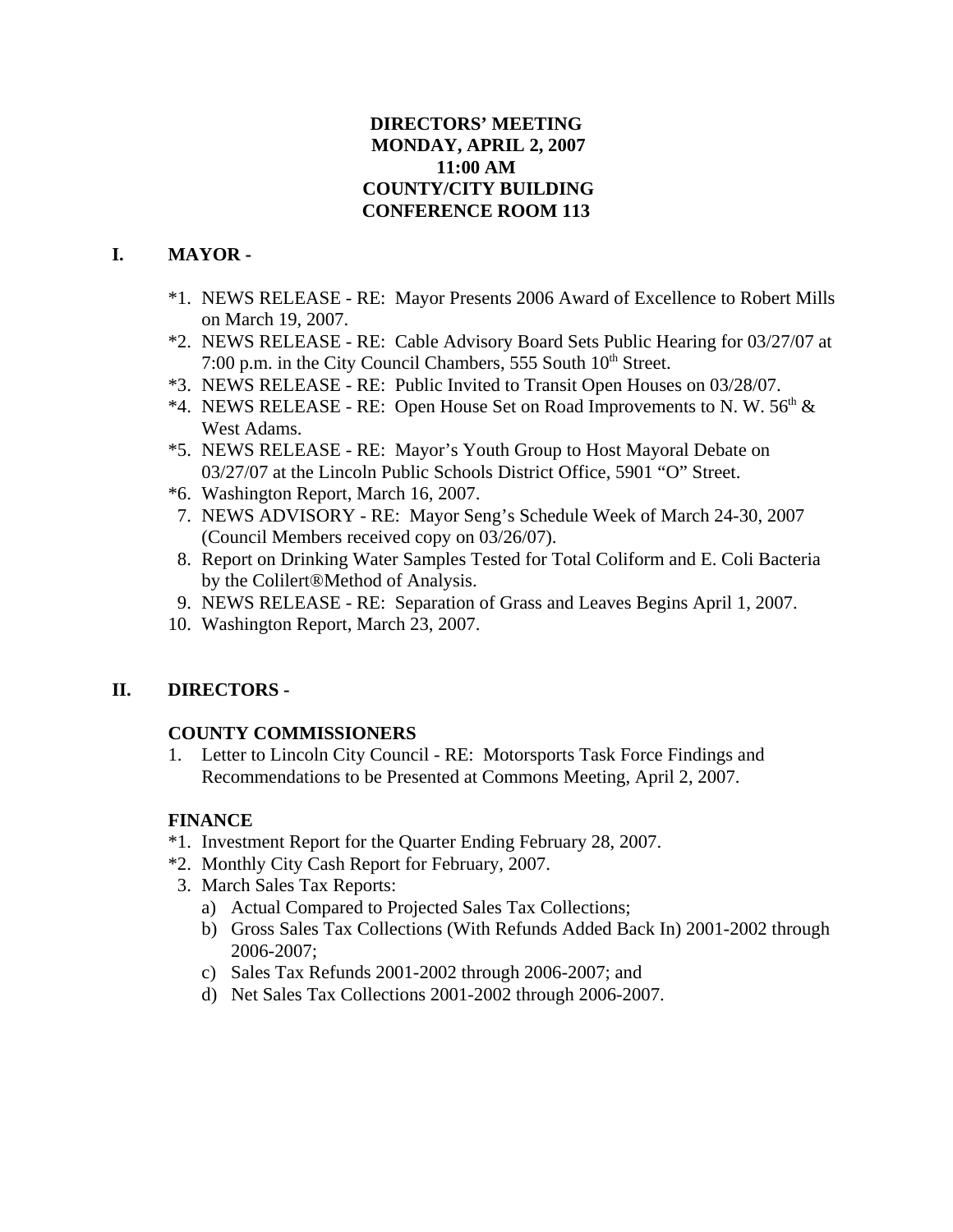**DIRECTORS' MEETING**
**MONDAY, APRIL 2, 2007**
**11:00 AM**
**COUNTY/CITY BUILDING**
**CONFERENCE ROOM 113**

## I. MAYOR -

*1. NEWS RELEASE - RE: Mayor Presents 2006 Award of Excellence to Robert Mills on March 19, 2007.

*2. NEWS RELEASE - RE: Cable Advisory Board Sets Public Hearing for 03/27/07 at 7:00 p.m. in the City Council Chambers, 555 South 10th Street.

*3. NEWS RELEASE - RE: Public Invited to Transit Open Houses on 03/28/07.

*4. NEWS RELEASE - RE: Open House Set on Road Improvements to N. W. 56th & West Adams.

*5. NEWS RELEASE - RE: Mayor's Youth Group to Host Mayoral Debate on 03/27/07 at the Lincoln Public Schools District Office, 5901 "O" Street.

*6. Washington Report, March 16, 2007.

7. NEWS ADVISORY - RE: Mayor Seng's Schedule Week of March 24-30, 2007 (Council Members received copy on 03/26/07).

8. Report on Drinking Water Samples Tested for Total Coliform and E. Coli Bacteria by the Colilert®Method of Analysis.

9. NEWS RELEASE - RE: Separation of Grass and Leaves Begins April 1, 2007.

10. Washington Report, March 23, 2007.

## II. DIRECTORS -

### COUNTY COMMISSIONERS

1. Letter to Lincoln City Council - RE: Motorsports Task Force Findings and Recommendations to be Presented at Commons Meeting, April 2, 2007.

### FINANCE

*1. Investment Report for the Quarter Ending February 28, 2007.

*2. Monthly City Cash Report for February, 2007.

3. March Sales Tax Reports:
   a) Actual Compared to Projected Sales Tax Collections;
   b) Gross Sales Tax Collections (With Refunds Added Back In) 2001-2002 through 2006-2007;
   c) Sales Tax Refunds 2001-2002 through 2006-2007; and
   d) Net Sales Tax Collections 2001-2002 through 2006-2007.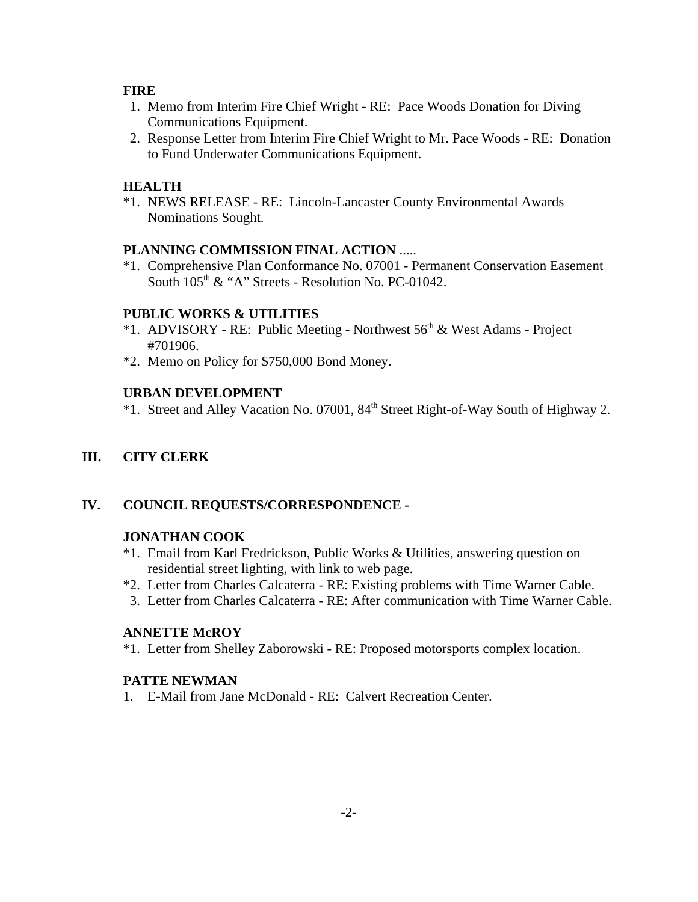**FIRE**

1. Memo from Interim Fire Chief Wright - RE: Pace Woods Donation for Diving Communications Equipment.
2. Response Letter from Interim Fire Chief Wright to Mr. Pace Woods - RE: Donation to Fund Underwater Communications Equipment.

**HEALTH**

*1. NEWS RELEASE - RE: Lincoln-Lancaster County Environmental Awards Nominations Sought.

**PLANNING COMMISSION FINAL ACTION** .....

*1. Comprehensive Plan Conformance No. 07001 - Permanent Conservation Easement South 105th & "A" Streets - Resolution No. PC-01042.

**PUBLIC WORKS & UTILITIES**

*1. ADVISORY - RE: Public Meeting - Northwest 56th & West Adams - Project #701906.

*2. Memo on Policy for $750,000 Bond Money.

**URBAN DEVELOPMENT**

*1. Street and Alley Vacation No. 07001, 84th Street Right-of-Way South of Highway 2.

## III. CITY CLERK

## IV. COUNCIL REQUESTS/CORRESPONDENCE -

**JONATHAN COOK**

*1. Email from Karl Fredrickson, Public Works & Utilities, answering question on residential street lighting, with link to web page.

*2. Letter from Charles Calcaterra - RE: Existing problems with Time Warner Cable.

3. Letter from Charles Calcaterra - RE: After communication with Time Warner Cable.

**ANNETTE McROY**

*1. Letter from Shelley Zaborowski - RE: Proposed motorsports complex location.

**PATTE NEWMAN**

1. E-Mail from Jane McDonald - RE: Calvert Recreation Center.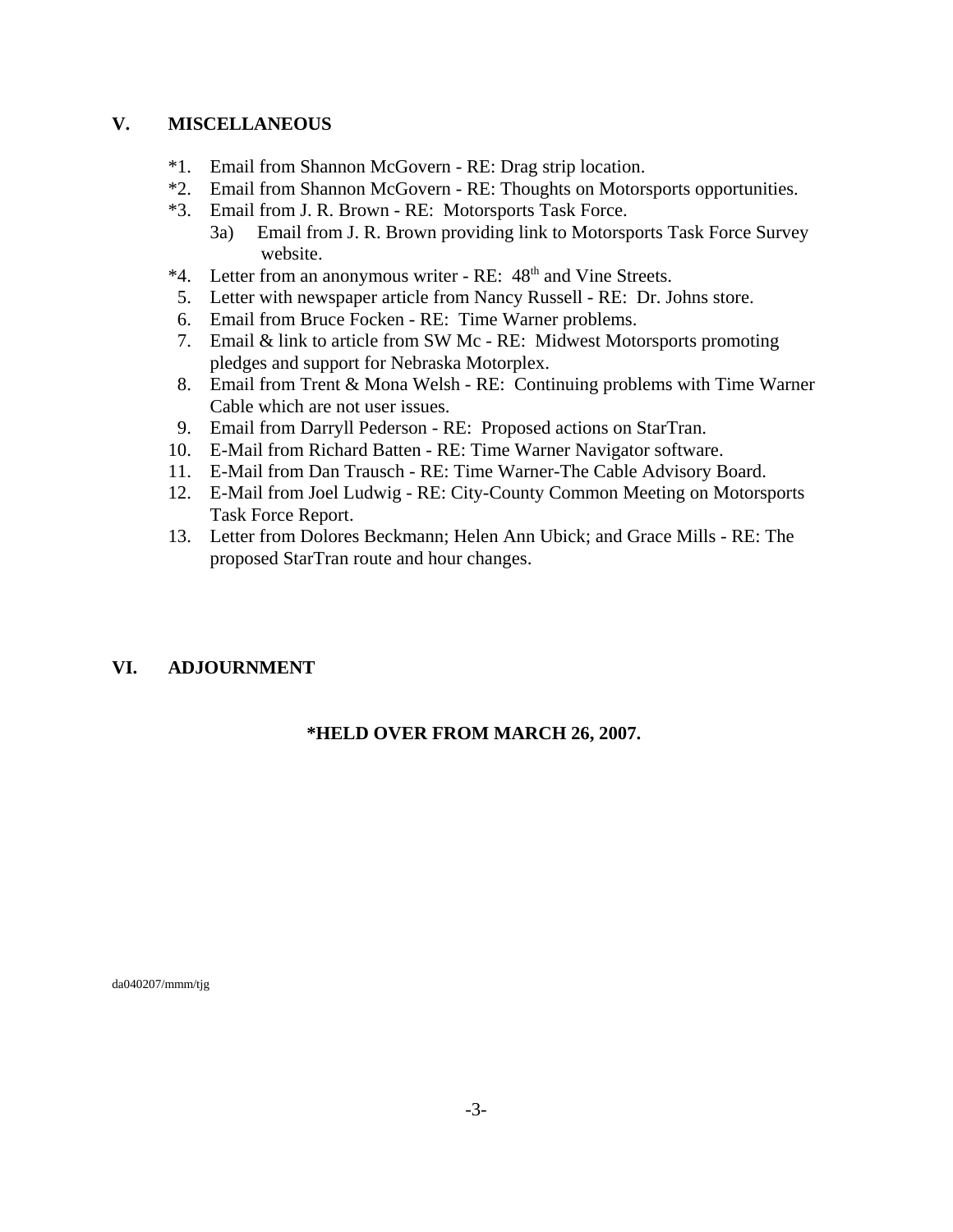## V. MISCELLANEOUS

*1. Email from Shannon McGovern - RE: Drag strip location.
*2. Email from Shannon McGovern - RE: Thoughts on Motorsports opportunities.
*3. Email from J. R. Brown - RE: Motorsports Task Force.
   3a) Email from J. R. Brown providing link to Motorsports Task Force Survey website.
*4. Letter from an anonymous writer - RE: 48th and Vine Streets.
5. Letter with newspaper article from Nancy Russell - RE: Dr. Johns store.
6. Email from Bruce Focken - RE: Time Warner problems.
7. Email & link to article from SW Mc - RE: Midwest Motorsports promoting pledges and support for Nebraska Motorplex.
8. Email from Trent & Mona Welsh - RE: Continuing problems with Time Warner Cable which are not user issues.
9. Email from Darryll Pederson - RE: Proposed actions on StarTran.
10. E-Mail from Richard Batten - RE: Time Warner Navigator software.
11. E-Mail from Dan Trausch - RE: Time Warner-The Cable Advisory Board.
12. E-Mail from Joel Ludwig - RE: City-County Common Meeting on Motorsports Task Force Report.
13. Letter from Dolores Beckmann; Helen Ann Ubick; and Grace Mills - RE: The proposed StarTran route and hour changes.

## VI. ADJOURNMENT

**\*HELD OVER FROM MARCH 26, 2007.**

da040207/mmm/tjg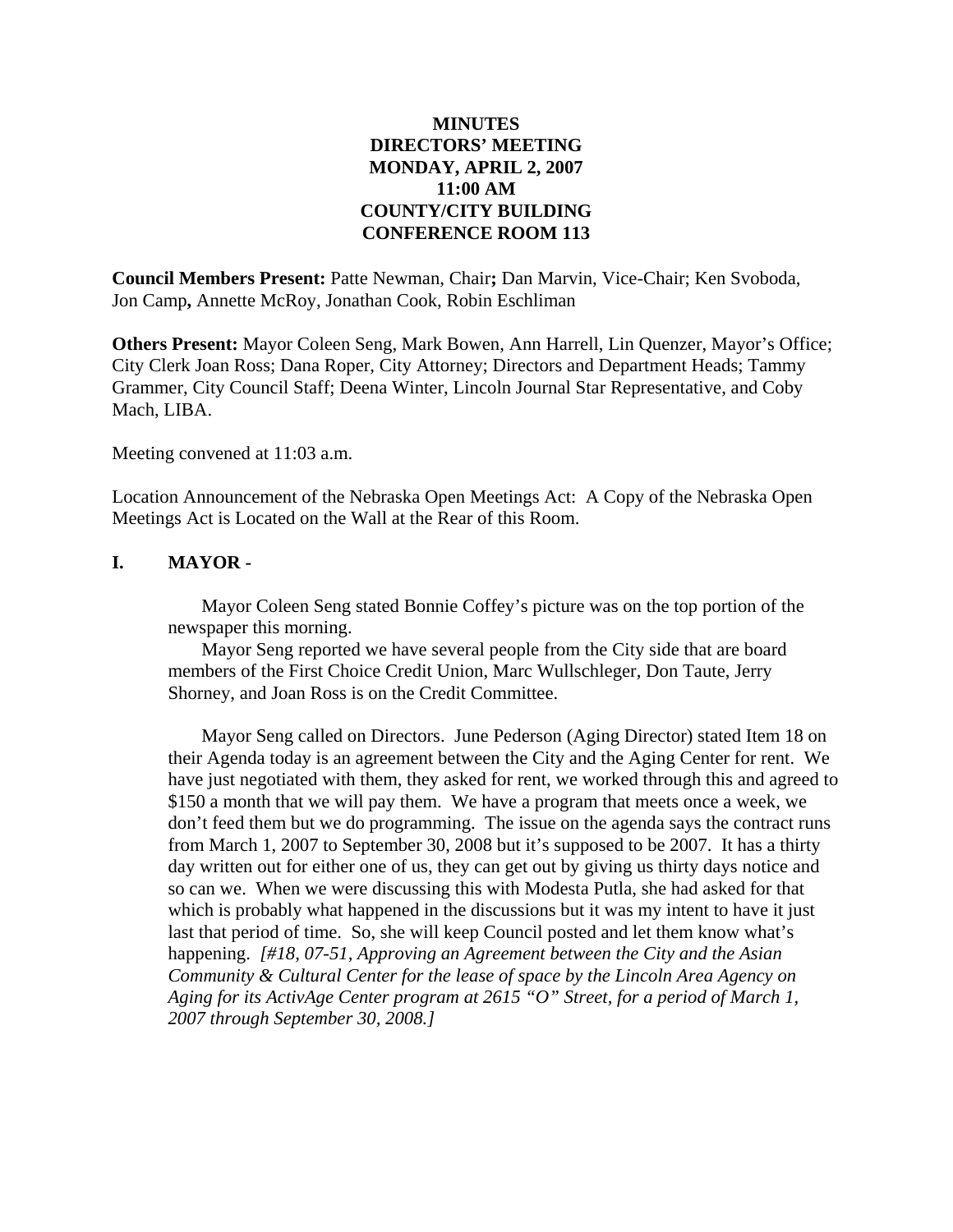**MINUTES**
**DIRECTORS' MEETING**
**MONDAY, APRIL 2, 2007**
**11:00 AM**
**COUNTY/CITY BUILDING**
**CONFERENCE ROOM 113**

**Council Members Present:** Patte Newman, Chair**;** Dan Marvin, Vice-Chair; Ken Svoboda, Jon Camp**,** Annette McRoy, Jonathan Cook, Robin Eschliman

**Others Present:** Mayor Coleen Seng, Mark Bowen, Ann Harrell, Lin Quenzer, Mayor's Office; City Clerk Joan Ross; Dana Roper, City Attorney; Directors and Department Heads; Tammy Grammer, City Council Staff; Deena Winter, Lincoln Journal Star Representative, and Coby Mach, LIBA.

Meeting convened at 11:03 a.m.

Location Announcement of the Nebraska Open Meetings Act: A Copy of the Nebraska Open Meetings Act is Located on the Wall at the Rear of this Room.

## I. MAYOR -

Mayor Coleen Seng stated Bonnie Coffey's picture was on the top portion of the newspaper this morning.

Mayor Seng reported we have several people from the City side that are board members of the First Choice Credit Union, Marc Wullschleger, Don Taute, Jerry Shorney, and Joan Ross is on the Credit Committee.

Mayor Seng called on Directors. June Pederson (Aging Director) stated Item 18 on their Agenda today is an agreement between the City and the Aging Center for rent. We have just negotiated with them, they asked for rent, we worked through this and agreed to $150 a month that we will pay them. We have a program that meets once a week, we don't feed them but we do programming. The issue on the agenda says the contract runs from March 1, 2007 to September 30, 2008 but it's supposed to be 2007. It has a thirty day written out for either one of us, they can get out by giving us thirty days notice and so can we. When we were discussing this with Modesta Putla, she had asked for that which is probably what happened in the discussions but it was my intent to have it just last that period of time. So, she will keep Council posted and let them know what's happening. *[#18, 07-51, Approving an Agreement between the City and the Asian Community & Cultural Center for the lease of space by the Lincoln Area Agency on Aging for its ActivAge Center program at 2615 "O" Street, for a period of March 1, 2007 through September 30, 2008.]*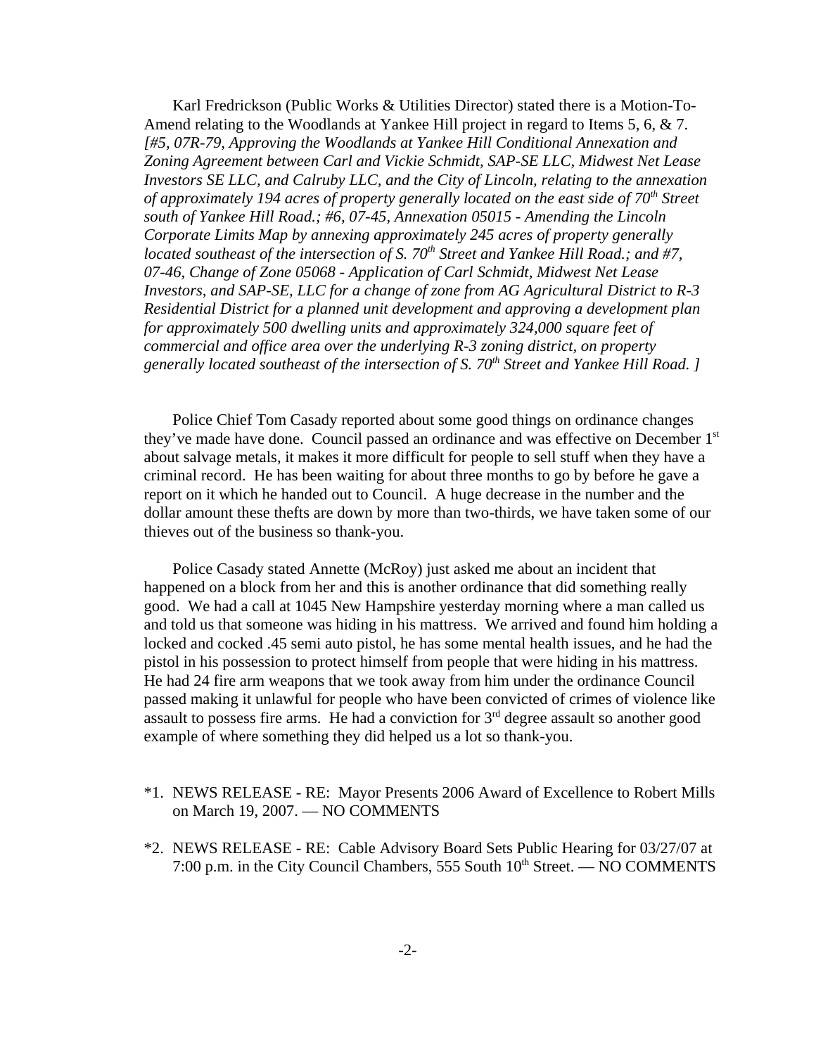Karl Fredrickson (Public Works & Utilities Director) stated there is a Motion-To-Amend relating to the Woodlands at Yankee Hill project in regard to Items 5, 6, & 7. *[#5, 07R-79, Approving the Woodlands at Yankee Hill Conditional Annexation and Zoning Agreement between Carl and Vickie Schmidt, SAP-SE LLC, Midwest Net Lease Investors SE LLC, and Calruby LLC, and the City of Lincoln, relating to the annexation of approximately 194 acres of property generally located on the east side of 70th Street south of Yankee Hill Road.; #6, 07-45, Annexation 05015 - Amending the Lincoln Corporate Limits Map by annexing approximately 245 acres of property generally located southeast of the intersection of S. 70th Street and Yankee Hill Road.; and #7, 07-46, Change of Zone 05068 - Application of Carl Schmidt, Midwest Net Lease Investors, and SAP-SE, LLC for a change of zone from AG Agricultural District to R-3 Residential District for a planned unit development and approving a development plan for approximately 500 dwelling units and approximately 324,000 square feet of commercial and office area over the underlying R-3 zoning district, on property generally located southeast of the intersection of S. 70th Street and Yankee Hill Road. ]*

Police Chief Tom Casady reported about some good things on ordinance changes they've made have done. Council passed an ordinance and was effective on December 1st about salvage metals, it makes it more difficult for people to sell stuff when they have a criminal record. He has been waiting for about three months to go by before he gave a report on it which he handed out to Council. A huge decrease in the number and the dollar amount these thefts are down by more than two-thirds, we have taken some of our thieves out of the business so thank-you.

Police Casady stated Annette (McRoy) just asked me about an incident that happened on a block from her and this is another ordinance that did something really good. We had a call at 1045 New Hampshire yesterday morning where a man called us and told us that someone was hiding in his mattress. We arrived and found him holding a locked and cocked .45 semi auto pistol, he has some mental health issues, and he had the pistol in his possession to protect himself from people that were hiding in his mattress. He had 24 fire arm weapons that we took away from him under the ordinance Council passed making it unlawful for people who have been convicted of crimes of violence like assault to possess fire arms. He had a conviction for 3rd degree assault so another good example of where something they did helped us a lot so thank-you.

*1. NEWS RELEASE - RE: Mayor Presents 2006 Award of Excellence to Robert Mills on March 19, 2007. — NO COMMENTS

*2. NEWS RELEASE - RE: Cable Advisory Board Sets Public Hearing for 03/27/07 at 7:00 p.m. in the City Council Chambers, 555 South 10th Street. — NO COMMENTS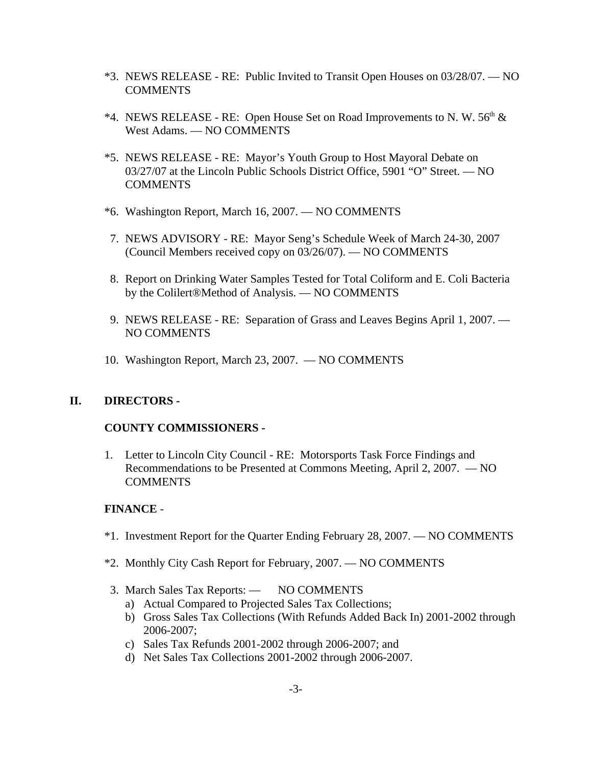*3. NEWS RELEASE - RE: Public Invited to Transit Open Houses on 03/28/07. — NO COMMENTS

*4. NEWS RELEASE - RE: Open House Set on Road Improvements to N. W. 56th & West Adams. — NO COMMENTS

*5. NEWS RELEASE - RE: Mayor's Youth Group to Host Mayoral Debate on 03/27/07 at the Lincoln Public Schools District Office, 5901 "O" Street. — NO COMMENTS

*6. Washington Report, March 16, 2007. — NO COMMENTS

7. NEWS ADVISORY - RE: Mayor Seng's Schedule Week of March 24-30, 2007 (Council Members received copy on 03/26/07). — NO COMMENTS

8. Report on Drinking Water Samples Tested for Total Coliform and E. Coli Bacteria by the Colilert®Method of Analysis. — NO COMMENTS

9. NEWS RELEASE - RE: Separation of Grass and Leaves Begins April 1, 2007. — NO COMMENTS

10. Washington Report, March 23, 2007. — NO COMMENTS

## II. DIRECTORS -

### COUNTY COMMISSIONERS -

1. Letter to Lincoln City Council - RE: Motorsports Task Force Findings and Recommendations to be Presented at Commons Meeting, April 2, 2007. — NO COMMENTS

### FINANCE -

*1. Investment Report for the Quarter Ending February 28, 2007. — NO COMMENTS

*2. Monthly City Cash Report for February, 2007. — NO COMMENTS

3. March Sales Tax Reports: — NO COMMENTS
   a) Actual Compared to Projected Sales Tax Collections;
   b) Gross Sales Tax Collections (With Refunds Added Back In) 2001-2002 through 2006-2007;
   c) Sales Tax Refunds 2001-2002 through 2006-2007; and
   d) Net Sales Tax Collections 2001-2002 through 2006-2007.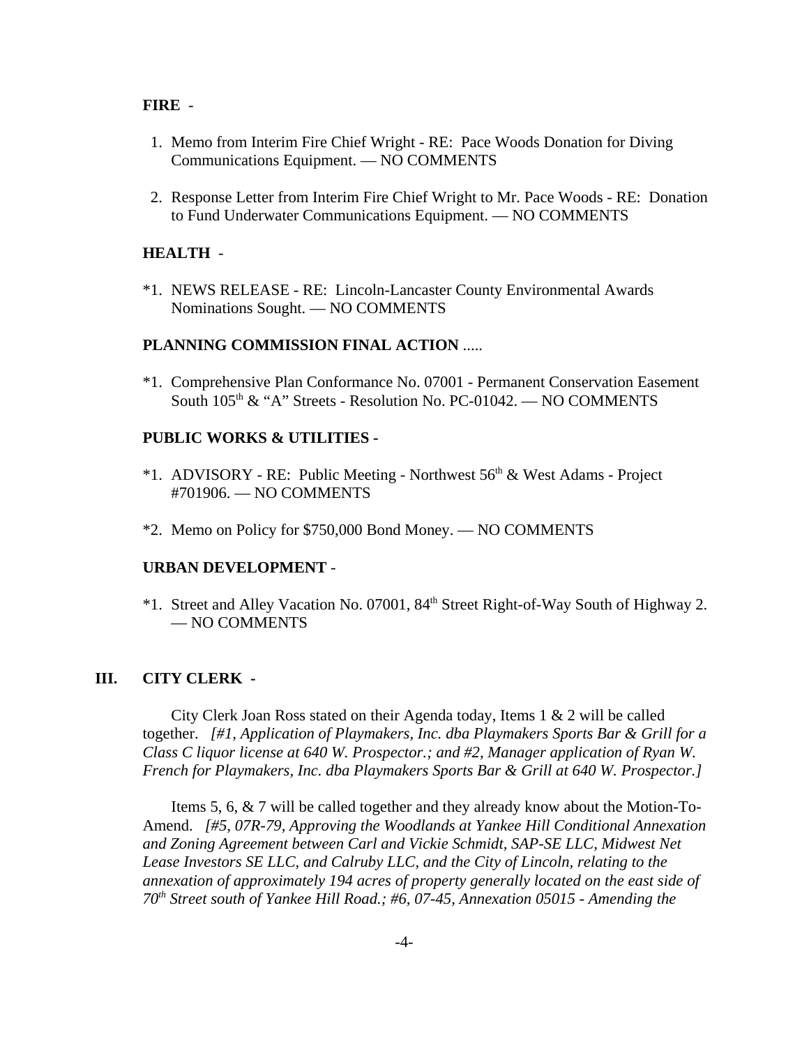**FIRE** -

1. Memo from Interim Fire Chief Wright - RE: Pace Woods Donation for Diving Communications Equipment. — NO COMMENTS

2. Response Letter from Interim Fire Chief Wright to Mr. Pace Woods - RE: Donation to Fund Underwater Communications Equipment. — NO COMMENTS

**HEALTH** -

*1. NEWS RELEASE - RE: Lincoln-Lancaster County Environmental Awards Nominations Sought. — NO COMMENTS

**PLANNING COMMISSION FINAL ACTION** .....

*1. Comprehensive Plan Conformance No. 07001 - Permanent Conservation Easement South 105th & "A" Streets - Resolution No. PC-01042. — NO COMMENTS

**PUBLIC WORKS & UTILITIES** -

*1. ADVISORY - RE: Public Meeting - Northwest 56th & West Adams - Project #701906. — NO COMMENTS

*2. Memo on Policy for $750,000 Bond Money. — NO COMMENTS

**URBAN DEVELOPMENT** -

*1. Street and Alley Vacation No. 07001, 84th Street Right-of-Way South of Highway 2. — NO COMMENTS

## III. CITY CLERK -

City Clerk Joan Ross stated on their Agenda today, Items 1 & 2 will be called together. *[#1, Application of Playmakers, Inc. dba Playmakers Sports Bar & Grill for a Class C liquor license at 640 W. Prospector.; and #2, Manager application of Ryan W. French for Playmakers, Inc. dba Playmakers Sports Bar & Grill at 640 W. Prospector.]*

Items 5, 6, & 7 will be called together and they already know about the Motion-To-Amend. *[#5, 07R-79, Approving the Woodlands at Yankee Hill Conditional Annexation and Zoning Agreement between Carl and Vickie Schmidt, SAP-SE LLC, Midwest Net Lease Investors SE LLC, and Calruby LLC, and the City of Lincoln, relating to the annexation of approximately 194 acres of property generally located on the east side of 70th Street south of Yankee Hill Road.; #6, 07-45, Annexation 05015 - Amending the*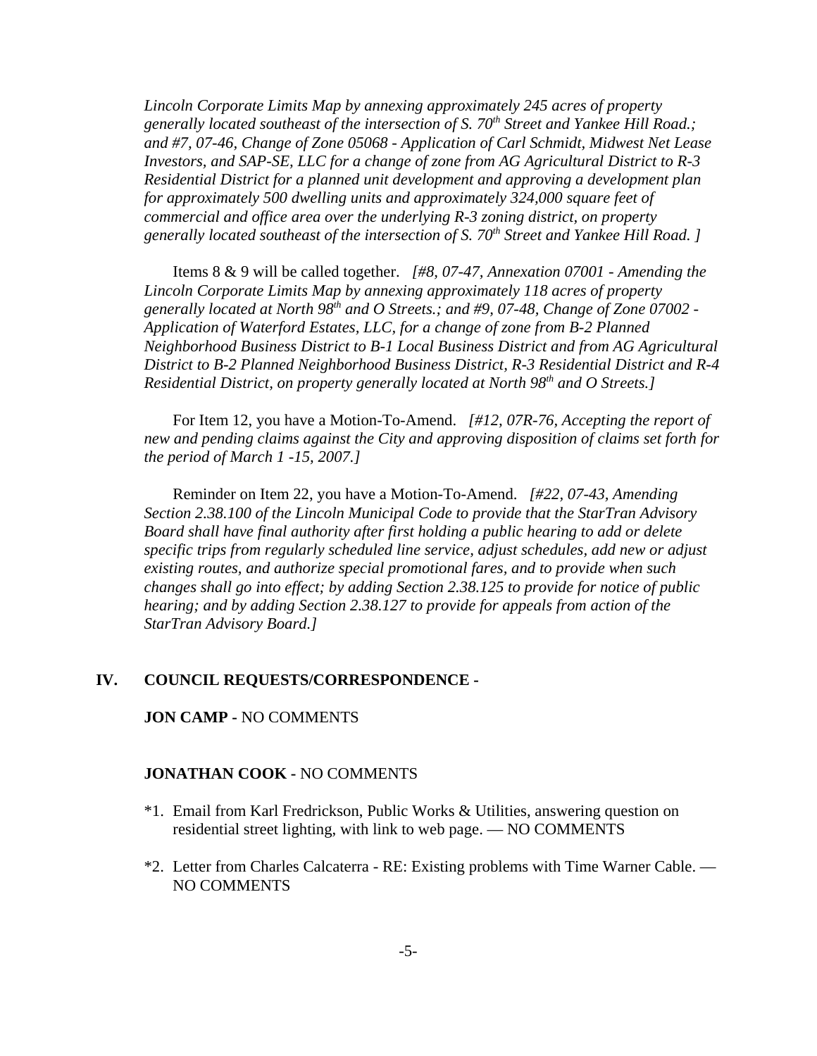*Lincoln Corporate Limits Map by annexing approximately 245 acres of property generally located southeast of the intersection of S. 70th Street and Yankee Hill Road.; and #7, 07-46, Change of Zone 05068 - Application of Carl Schmidt, Midwest Net Lease Investors, and SAP-SE, LLC for a change of zone from AG Agricultural District to R-3 Residential District for a planned unit development and approving a development plan for approximately 500 dwelling units and approximately 324,000 square feet of commercial and office area over the underlying R-3 zoning district, on property generally located southeast of the intersection of S. 70th Street and Yankee Hill Road. ]*

Items 8 & 9 will be called together. *[#8, 07-47, Annexation 07001 - Amending the Lincoln Corporate Limits Map by annexing approximately 118 acres of property generally located at North 98th and O Streets.; and #9, 07-48, Change of Zone 07002 - Application of Waterford Estates, LLC, for a change of zone from B-2 Planned Neighborhood Business District to B-1 Local Business District and from AG Agricultural District to B-2 Planned Neighborhood Business District, R-3 Residential District and R-4 Residential District, on property generally located at North 98th and O Streets.]*

For Item 12, you have a Motion-To-Amend. *[#12, 07R-76, Accepting the report of new and pending claims against the City and approving disposition of claims set forth for the period of March 1 -15, 2007.]*

Reminder on Item 22, you have a Motion-To-Amend. *[#22, 07-43, Amending Section 2.38.100 of the Lincoln Municipal Code to provide that the StarTran Advisory Board shall have final authority after first holding a public hearing to add or delete specific trips from regularly scheduled line service, adjust schedules, add new or adjust existing routes, and authorize special promotional fares, and to provide when such changes shall go into effect; by adding Section 2.38.125 to provide for notice of public hearing; and by adding Section 2.38.127 to provide for appeals from action of the StarTran Advisory Board.]*

## IV. COUNCIL REQUESTS/CORRESPONDENCE -

**JON CAMP -** NO COMMENTS

**JONATHAN COOK -** NO COMMENTS

*1. Email from Karl Fredrickson, Public Works & Utilities, answering question on residential street lighting, with link to web page. — NO COMMENTS

*2. Letter from Charles Calcaterra - RE: Existing problems with Time Warner Cable. — NO COMMENTS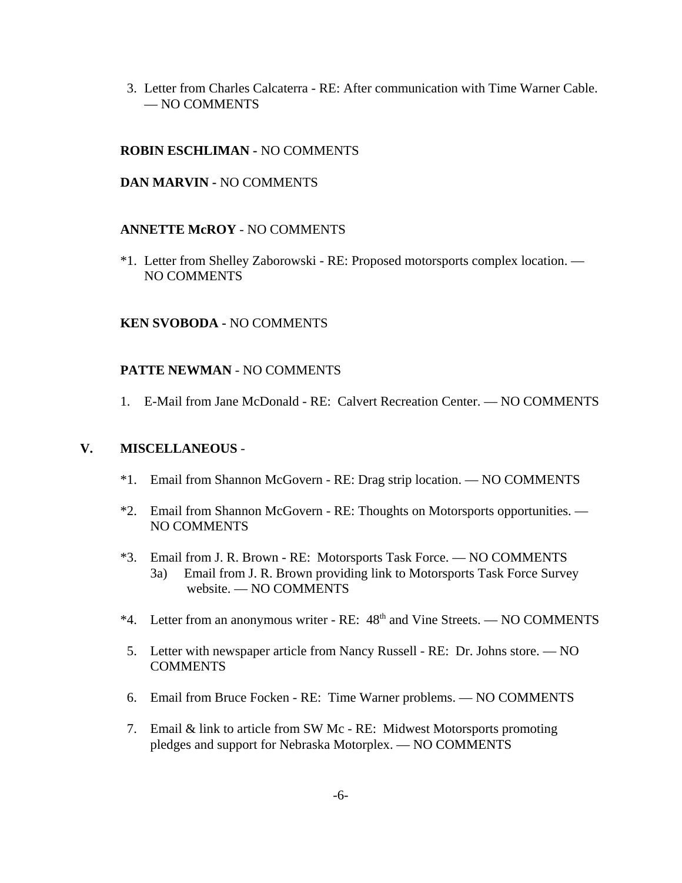3. Letter from Charles Calcaterra - RE: After communication with Time Warner Cable. — NO COMMENTS

**ROBIN ESCHLIMAN -** NO COMMENTS

**DAN MARVIN -** NO COMMENTS

**ANNETTE McROY** - NO COMMENTS

*1. Letter from Shelley Zaborowski - RE: Proposed motorsports complex location. — NO COMMENTS

**KEN SVOBODA -** NO COMMENTS

**PATTE NEWMAN** - NO COMMENTS

1. E-Mail from Jane McDonald - RE: Calvert Recreation Center. — NO COMMENTS

## V. MISCELLANEOUS -

*1. Email from Shannon McGovern - RE: Drag strip location. — NO COMMENTS

*2. Email from Shannon McGovern - RE: Thoughts on Motorsports opportunities. — NO COMMENTS

*3. Email from J. R. Brown - RE: Motorsports Task Force. — NO COMMENTS
   3a) Email from J. R. Brown providing link to Motorsports Task Force Survey website. — NO COMMENTS

*4. Letter from an anonymous writer - RE: 48th and Vine Streets. — NO COMMENTS

5. Letter with newspaper article from Nancy Russell - RE: Dr. Johns store. — NO COMMENTS

6. Email from Bruce Focken - RE: Time Warner problems. — NO COMMENTS

7. Email & link to article from SW Mc - RE: Midwest Motorsports promoting pledges and support for Nebraska Motorplex. — NO COMMENTS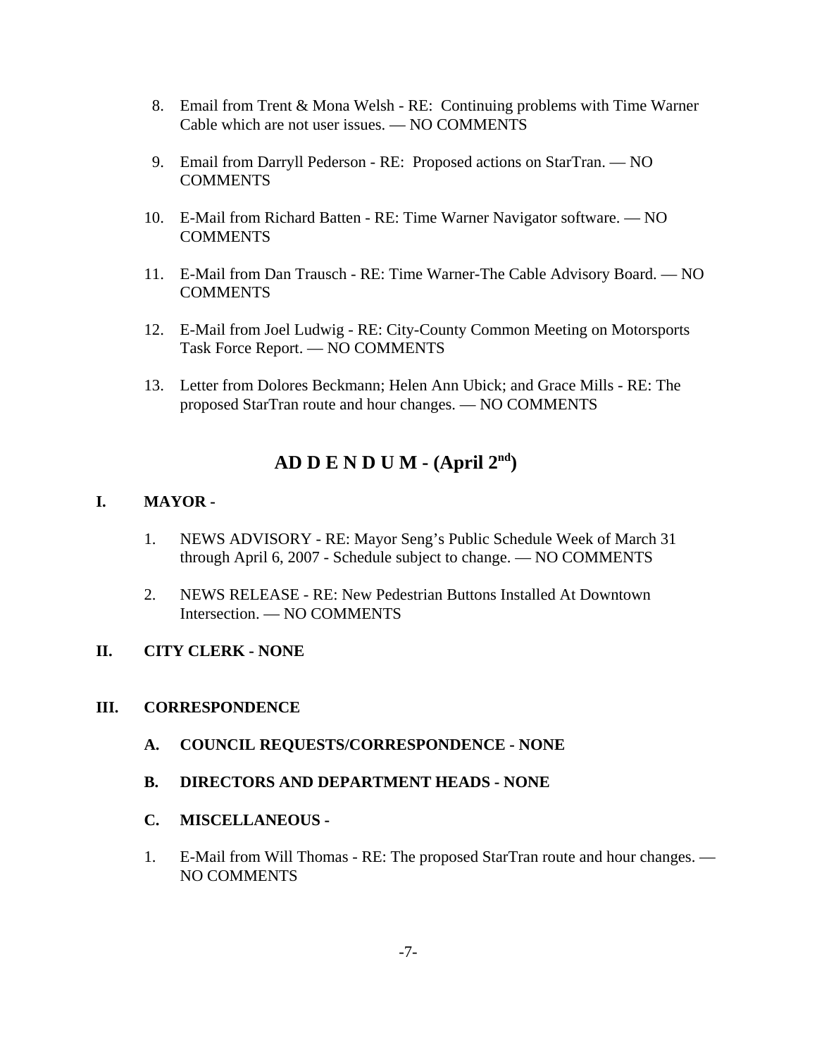8. Email from Trent & Mona Welsh - RE: Continuing problems with Time Warner Cable which are not user issues. — NO COMMENTS

9. Email from Darryll Pederson - RE: Proposed actions on StarTran. — NO COMMENTS

10. E-Mail from Richard Batten - RE: Time Warner Navigator software. — NO COMMENTS

11. E-Mail from Dan Trausch - RE: Time Warner-The Cable Advisory Board. — NO COMMENTS

12. E-Mail from Joel Ludwig - RE: City-County Common Meeting on Motorsports Task Force Report. — NO COMMENTS

13. Letter from Dolores Beckmann; Helen Ann Ubick; and Grace Mills - RE: The proposed StarTran route and hour changes. — NO COMMENTS

## AD D E N D U M - (April 2nd)

**I. MAYOR -**

1. NEWS ADVISORY - RE: Mayor Seng's Public Schedule Week of March 31 through April 6, 2007 - Schedule subject to change. — NO COMMENTS

2. NEWS RELEASE - RE: New Pedestrian Buttons Installed At Downtown Intersection. — NO COMMENTS

**II. CITY CLERK - NONE**

**III. CORRESPONDENCE**

**A. COUNCIL REQUESTS/CORRESPONDENCE - NONE**

**B. DIRECTORS AND DEPARTMENT HEADS - NONE**

**C. MISCELLANEOUS -**

1. E-Mail from Will Thomas - RE: The proposed StarTran route and hour changes. — NO COMMENTS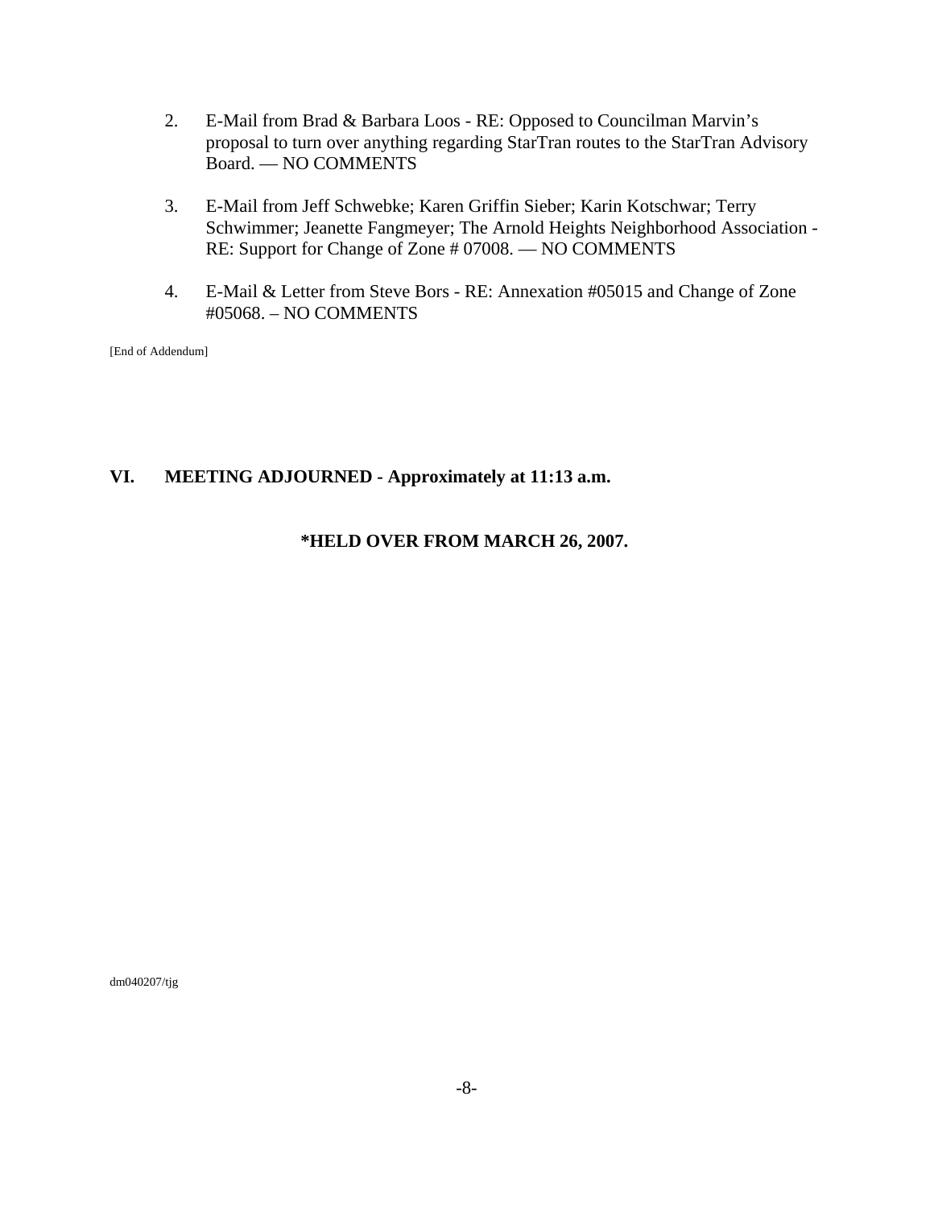2. E-Mail from Brad & Barbara Loos - RE: Opposed to Councilman Marvin's proposal to turn over anything regarding StarTran routes to the StarTran Advisory Board. — NO COMMENTS

3. E-Mail from Jeff Schwebke; Karen Griffin Sieber; Karin Kotschwar; Terry Schwimmer; Jeanette Fangmeyer; The Arnold Heights Neighborhood Association - RE: Support for Change of Zone # 07008. — NO COMMENTS

4. E-Mail & Letter from Steve Bors - RE: Annexation #05015 and Change of Zone #05068. – NO COMMENTS

[End of Addendum]

## VI. MEETING ADJOURNED - Approximately at 11:13 a.m.

**\*HELD OVER FROM MARCH 26, 2007.**

dm040207/tjg